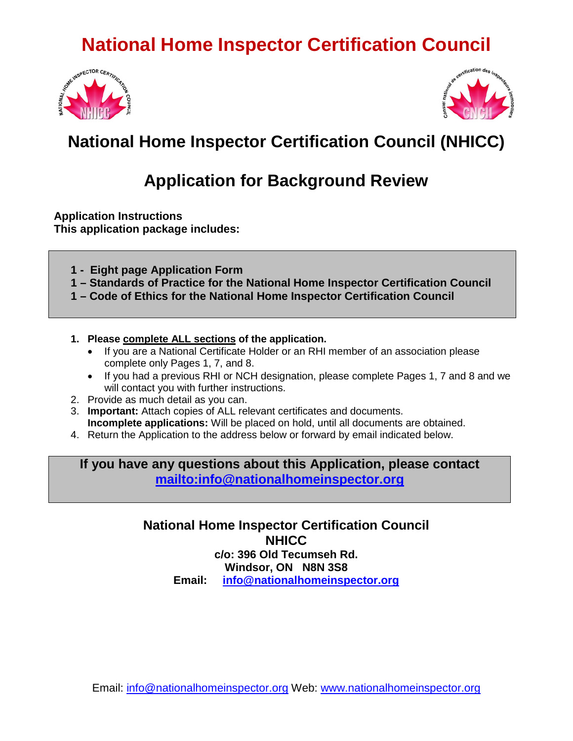# National Home Inspector Certification Council

## National Home Inspector Certification Council (NHICC)

## Application for Background Review

**Application Instructions**
**This application package includes:**

**1 - Eight page Application Form**
**1 – Standards of Practice for the National Home Inspector Certification Council**
**1 – Code of Ethics for the National Home Inspector Certification Council**

1. **Please complete ALL sections of the application.**
   - If you are a National Certificate Holder or an RHI member of an association please complete only Pages 1, 7, and 8.
   - If you had a previous RHI or NCH designation, please complete Pages 1, 7 and 8 and we will contact you with further instructions.
2. Provide as much detail as you can.
3. **Important:** Attach copies of ALL relevant certificates and documents.
   **Incomplete applications:** Will be placed on hold, until all documents are obtained.
4. Return the Application to the address below or forward by email indicated below.

**If you have any questions about this Application, please contact [mailto:info@nationalhomeinspector.org](mailto:info@nationalhomeinspector.org)**

**National Home Inspector Certification Council**
**NHICC**
**c/o: 396 Old Tecumseh Rd.**
**Windsor, ON N8N 3S8**
**Email: [info@nationalhomeinspector.org](mailto:info@nationalhomeinspector.org)**

Email: [info@nationalhomeinspector.org](mailto:info@nationalhomeinspector.org) Web: [www.nationalhomeinspector.org](http://www.nationalhomeinspector.org)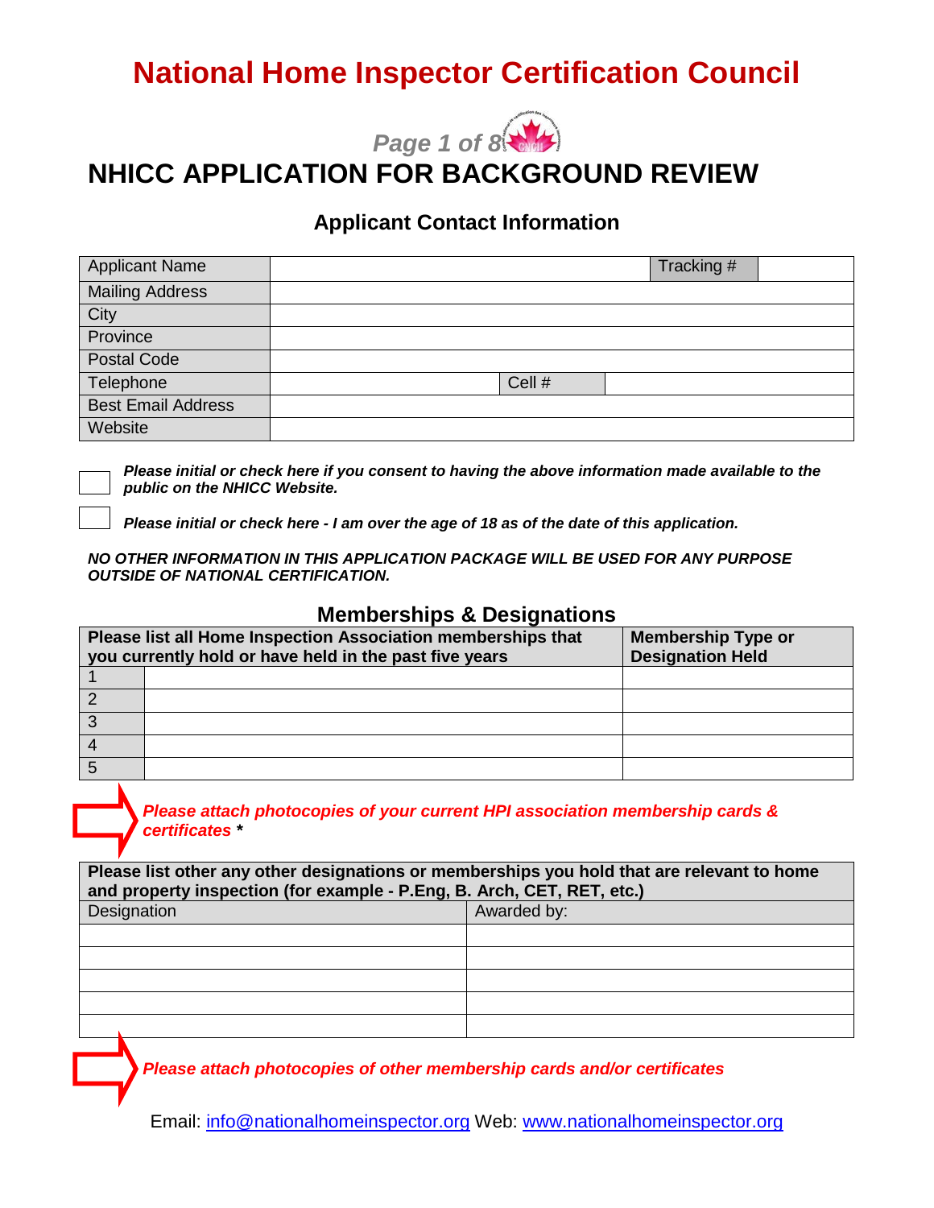# National Home Inspector Certification Council

## NHICC APPLICATION FOR BACKGROUND REVIEW

### Applicant Contact Information

| Applicant Name | | Tracking # | |
|---|---|---|---|
| Mailing Address | | | |
| City | | | |
| Province | | | |
| Postal Code | | | |
| Telephone | | Cell # | |
| Best Email Address | | | |
| Website | | | |

☐ ***Please initial or check here if you consent to having the above information made available to the public on the NHICC Website.***

☐ ***Please initial or check here - I am over the age of 18 as of the date of this application.***

***NO OTHER INFORMATION IN THIS APPLICATION PACKAGE WILL BE USED FOR ANY PURPOSE OUTSIDE OF NATIONAL CERTIFICATION.***

### Memberships & Designations

| Please list all Home Inspection Association memberships that you currently hold or have held in the past five years | | Membership Type or Designation Held |
|---|---|---|
| 1 | | |
| 2 | | |
| 3 | | |
| 4 | | |
| 5 | | |

***Please attach photocopies of your current HPI association membership cards & certificates ****

| Please list other any other designations or memberships you hold that are relevant to home and property inspection (for example - P.Eng, B. Arch, CET, RET, etc.) | |
|---|---|
| Designation | Awarded by: |
| | |
| | |
| | |
| | |
| | |

***Please attach photocopies of other membership cards and/or certificates***

Email: info@nationalhomeinspector.org Web: www.nationalhomeinspector.org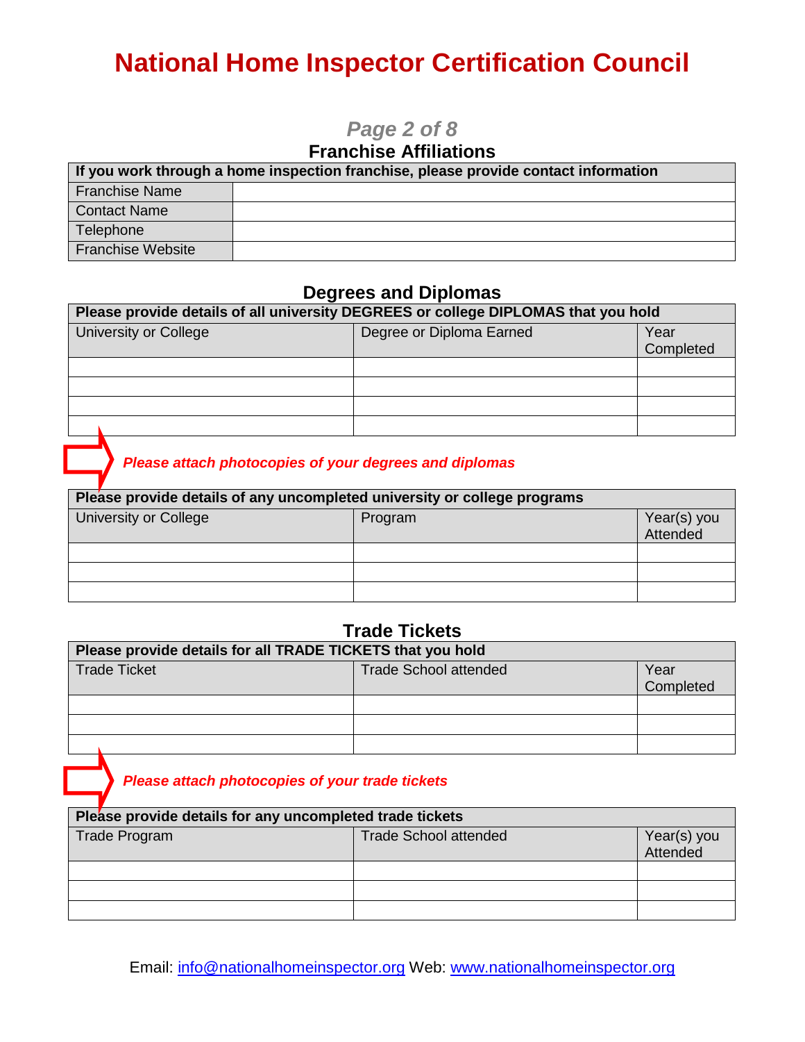# National Home Inspector Certification Council

## Franchise Affiliations

| If you work through a home inspection franchise, please provide contact information | |
|---|---|
| Franchise Name | |
| Contact Name | |
| Telephone | |
| Franchise Website | |

## Degrees and Diplomas

| Please provide details of all university DEGREES or college DIPLOMAS that you hold | | |
|---|---|---|
| University or College | Degree or Diploma Earned | Year Completed |
| | | |
| | | |
| | | |
| | | |

***Please attach photocopies of your degrees and diplomas***

| Please provide details of any uncompleted university or college programs | | |
|---|---|---|
| University or College | Program | Year(s) you Attended |
| | | |
| | | |
| | | |

## Trade Tickets

| Please provide details for all TRADE TICKETS that you hold | | |
|---|---|---|
| Trade Ticket | Trade School attended | Year Completed |
| | | |
| | | |
| | | |

***Please attach photocopies of your trade tickets***

| Please provide details for any uncompleted trade tickets | | |
|---|---|---|
| Trade Program | Trade School attended | Year(s) you Attended |
| | | |
| | | |
| | | |

Email: info@nationalhomeinspector.org Web: www.nationalhomeinspector.org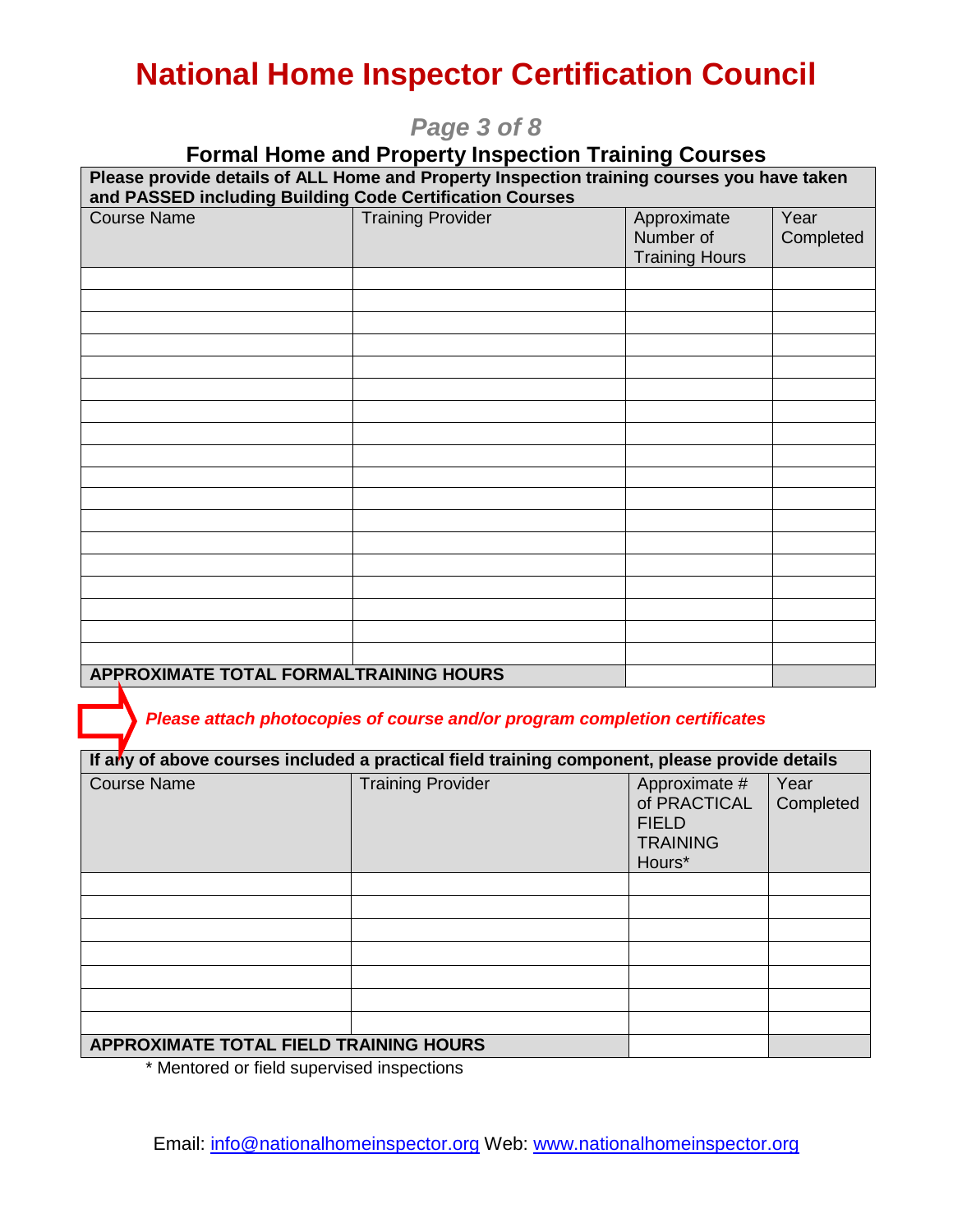# National Home Inspector Certification Council

## Formal Home and Property Inspection Training Courses

| **Please provide details of ALL Home and Property Inspection training courses you have taken and PASSED including Building Code Certification Courses** | | | |
|---|---|---|---|
| Course Name | Training Provider | Approximate Number of Training Hours | Year Completed |
| | | | |
| | | | |
| | | | |
| | | | |
| | | | |
| | | | |
| | | | |
| | | | |
| | | | |
| | | | |
| | | | |
| | | | |
| | | | |
| | | | |
| | | | |
| | | | |
| | | | |
| | | | |
| **APPROXIMATE TOTAL FORMALTRAINING HOURS** | | | |

***Please attach photocopies of course and/or program completion certificates***

| **If any of above courses included a practical field training component, please provide details** | | | |
|---|---|---|---|
| Course Name | Training Provider | Approximate # of PRACTICAL FIELD TRAINING Hours* | Year Completed |
| | | | |
| | | | |
| | | | |
| | | | |
| | | | |
| | | | |
| | | | |
| **APPROXIMATE TOTAL FIELD TRAINING HOURS** | | | |

\* Mentored or field supervised inspections

Email: info@nationalhomeinspector.org Web: www.nationalhomeinspector.org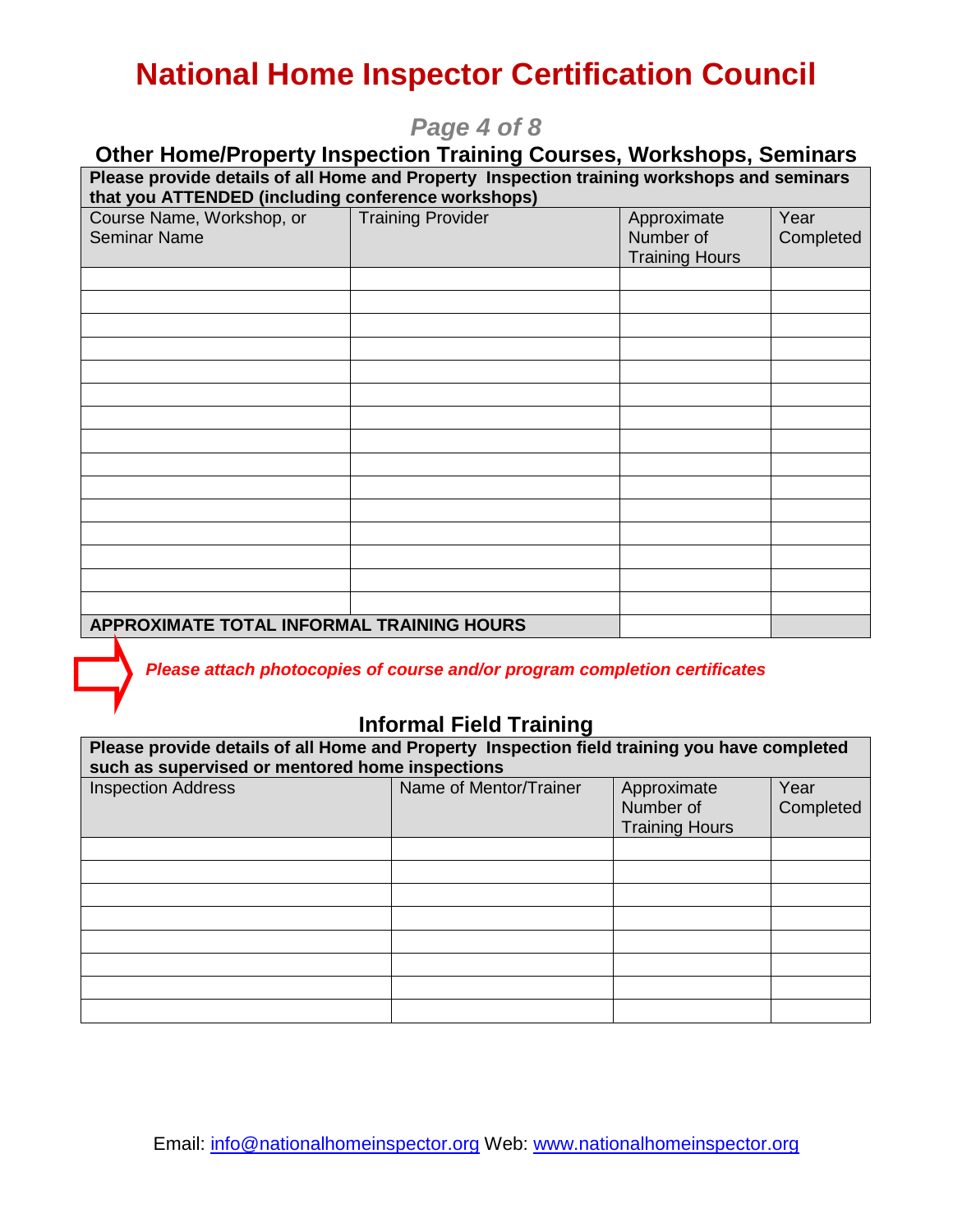# National Home Inspector Certification Council

## Other Home/Property Inspection Training Courses, Workshops, Seminars

| **Please provide details of all Home and Property Inspection training workshops and seminars that you ATTENDED (including conference workshops)** | | | |
|---|---|---|---|
| Course Name, Workshop, or Seminar Name | Training Provider | Approximate Number of Training Hours | Year Completed |
| | | | |
| | | | |
| | | | |
| | | | |
| | | | |
| | | | |
| | | | |
| | | | |
| | | | |
| | | | |
| | | | |
| | | | |
| | | | |
| | | | |
| | | | |
| **APPROXIMATE TOTAL INFORMAL TRAINING HOURS** | | | |

***Please attach photocopies of course and/or program completion certificates***

## Informal Field Training

| **Please provide details of all Home and Property Inspection field training you have completed such as supervised or mentored home inspections** | | | |
|---|---|---|---|
| Inspection Address | Name of Mentor/Trainer | Approximate Number of Training Hours | Year Completed |
| | | | |
| | | | |
| | | | |
| | | | |
| | | | |
| | | | |
| | | | |
| | | | |

Email: info@nationalhomeinspector.org Web: www.nationalhomeinspector.org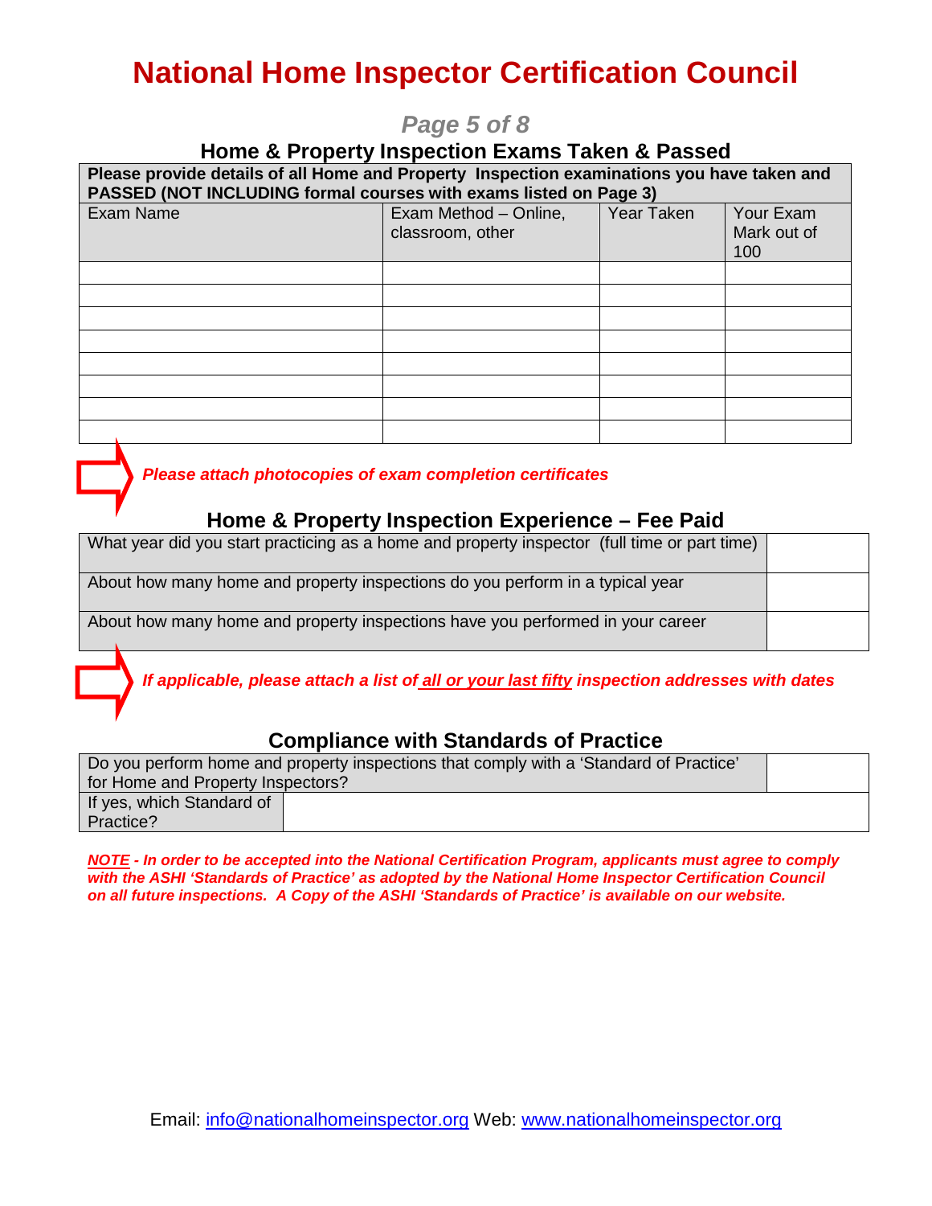# National Home Inspector Certification Council

## Home & Property Inspection Exams Taken & Passed

**Please provide details of all Home and Property Inspection examinations you have taken and PASSED (NOT INCLUDING formal courses with exams listed on Page 3)**

| Exam Name | Exam Method – Online, classroom, other | Year Taken | Your Exam Mark out of 100 |
|---|---|---|---|
| | | | |
| | | | |
| | | | |
| | | | |
| | | | |
| | | | |
| | | | |
| | | | |

***Please attach photocopies of exam completion certificates***

## Home & Property Inspection Experience – Fee Paid

| | |
|---|---|
| What year did you start practicing as a home and property inspector (full time or part time) | |
| About how many home and property inspections do you perform in a typical year | |
| About how many home and property inspections have you performed in your career | |

***If applicable, please attach a list of <u>all or your last fifty</u> inspection addresses with dates***

## Compliance with Standards of Practice

| | |
|---|---|
| Do you perform home and property inspections that comply with a 'Standard of Practice' for Home and Property Inspectors? | |
| If yes, which Standard of Practice? | |

***<u>NOTE</u> - In order to be accepted into the National Certification Program, applicants must agree to comply with the ASHI 'Standards of Practice' as adopted by the National Home Inspector Certification Council on all future inspections. A Copy of the ASHI 'Standards of Practice' is available on our website.***

Email: info@nationalhomeinspector.org Web: www.nationalhomeinspector.org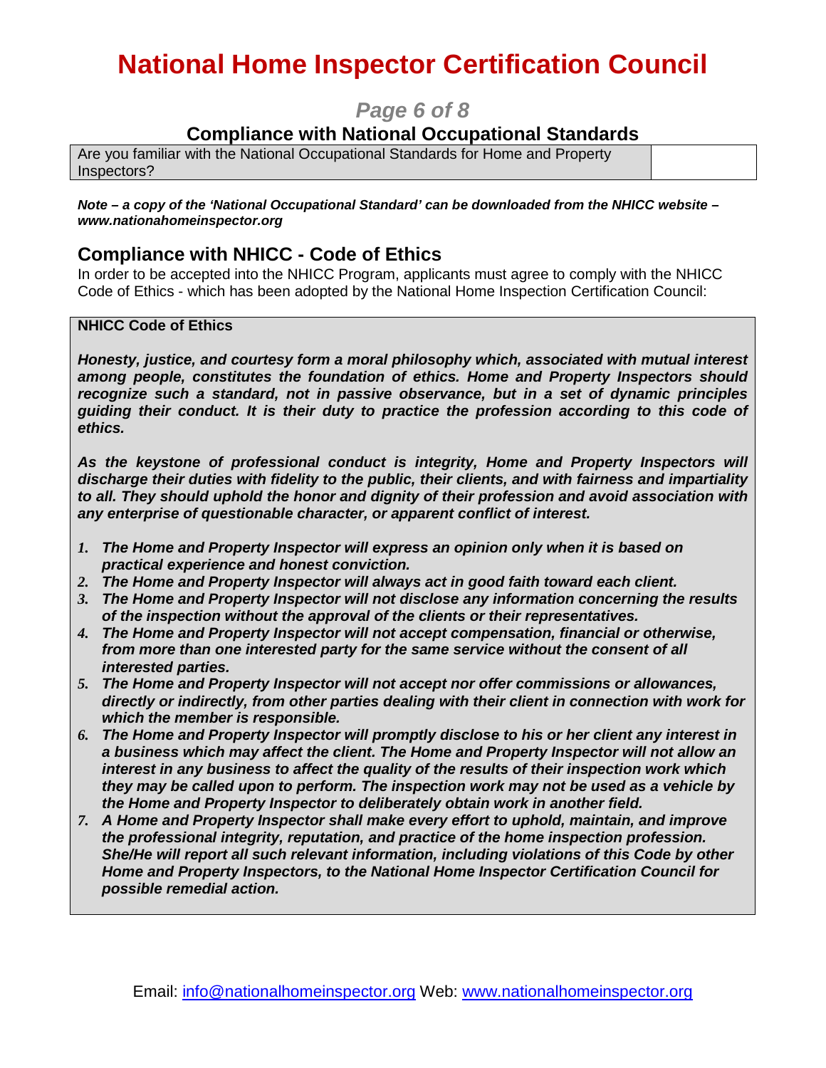# National Home Inspector Certification Council

## Compliance with National Occupational Standards

| Are you familiar with the National Occupational Standards for Home and Property Inspectors? | |
|---|---|

***Note – a copy of the 'National Occupational Standard' can be downloaded from the NHICC website – www.nationahomeinspector.org***

## Compliance with NHICC - Code of Ethics

In order to be accepted into the NHICC Program, applicants must agree to comply with the NHICC Code of Ethics - which has been adopted by the National Home Inspection Certification Council:

**NHICC Code of Ethics**

***Honesty, justice, and courtesy form a moral philosophy which, associated with mutual interest among people, constitutes the foundation of ethics. Home and Property Inspectors should recognize such a standard, not in passive observance, but in a set of dynamic principles guiding their conduct. It is their duty to practice the profession according to this code of ethics.***

***As the keystone of professional conduct is integrity, Home and Property Inspectors will discharge their duties with fidelity to the public, their clients, and with fairness and impartiality to all. They should uphold the honor and dignity of their profession and avoid association with any enterprise of questionable character, or apparent conflict of interest.***

1. ***The Home and Property Inspector will express an opinion only when it is based on practical experience and honest conviction.***
2. ***The Home and Property Inspector will always act in good faith toward each client.***
3. ***The Home and Property Inspector will not disclose any information concerning the results of the inspection without the approval of the clients or their representatives.***
4. ***The Home and Property Inspector will not accept compensation, financial or otherwise, from more than one interested party for the same service without the consent of all interested parties.***
5. ***The Home and Property Inspector will not accept nor offer commissions or allowances, directly or indirectly, from other parties dealing with their client in connection with work for which the member is responsible.***
6. ***The Home and Property Inspector will promptly disclose to his or her client any interest in a business which may affect the client. The Home and Property Inspector will not allow an interest in any business to affect the quality of the results of their inspection work which they may be called upon to perform. The inspection work may not be used as a vehicle by the Home and Property Inspector to deliberately obtain work in another field.***
7. ***A Home and Property Inspector shall make every effort to uphold, maintain, and improve the professional integrity, reputation, and practice of the home inspection profession. She/He will report all such relevant information, including violations of this Code by other Home and Property Inspectors, to the National Home Inspector Certification Council for possible remedial action.***

Email: info@nationalhomeinspector.org Web: www.nationalhomeinspector.org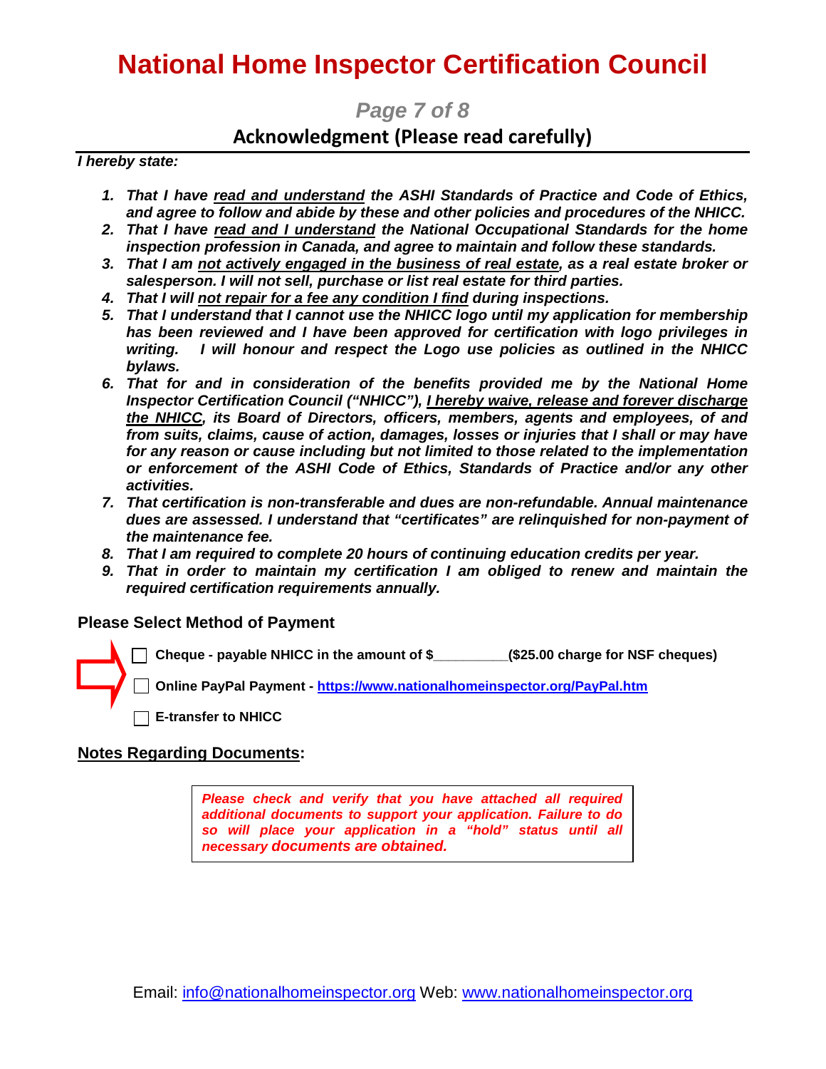# National Home Inspector Certification Council

## Acknowledgment (Please read carefully)

***I hereby state:***

1. ***That I have read and understand the ASHI Standards of Practice and Code of Ethics, and agree to follow and abide by these and other policies and procedures of the NHICC.***
2. ***That I have read and I understand the National Occupational Standards for the home inspection profession in Canada, and agree to maintain and follow these standards.***
3. ***That I am not actively engaged in the business of real estate, as a real estate broker or salesperson. I will not sell, purchase or list real estate for third parties.***
4. ***That I will not repair for a fee any condition I find during inspections.***
5. ***That I understand that I cannot use the NHICC logo until my application for membership has been reviewed and I have been approved for certification with logo privileges in writing. I will honour and respect the Logo use policies as outlined in the NHICC bylaws.***
6. ***That for and in consideration of the benefits provided me by the National Home Inspector Certification Council ("NHICC"), I hereby waive, release and forever discharge the NHICC, its Board of Directors, officers, members, agents and employees, of and from suits, claims, cause of action, damages, losses or injuries that I shall or may have for any reason or cause including but not limited to those related to the implementation or enforcement of the ASHI Code of Ethics, Standards of Practice and/or any other activities.***
7. ***That certification is non-transferable and dues are non-refundable. Annual maintenance dues are assessed. I understand that "certificates" are relinquished for non-payment of the maintenance fee.***
8. ***That I am required to complete 20 hours of continuing education credits per year.***
9. ***That in order to maintain my certification I am obliged to renew and maintain the required certification requirements annually.***

**Please Select Method of Payment**

- ☐ **Cheque - payable NHICC in the amount of $_________ ($25.00 charge for NSF cheques)**
- ☐ **Online PayPal Payment - https://www.nationalhomeinspector.org/PayPal.htm**
- ☐ **E-transfer to NHICC**

**Notes Regarding Documents:**

*Please check and verify that you have attached all required additional documents to support your application. Failure to do so will place your application in a "hold" status until all necessary documents are obtained.*

Email: info@nationalhomeinspector.org Web: www.nationalhomeinspector.org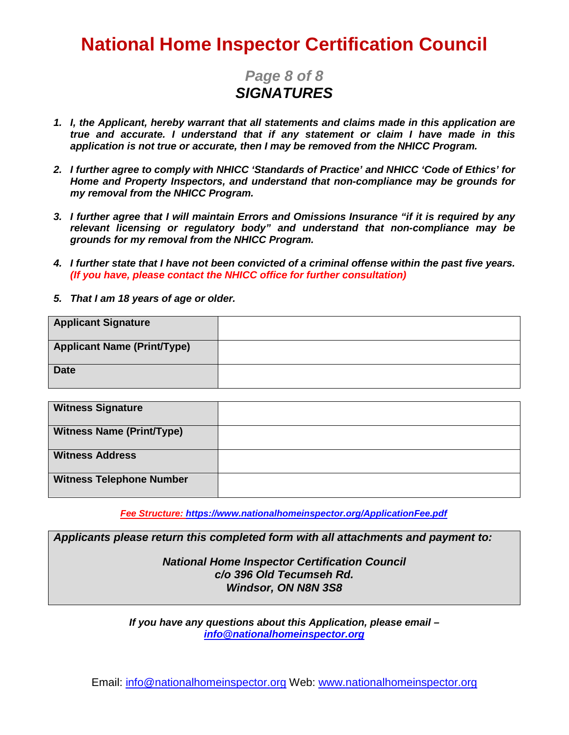# National Home Inspector Certification Council

## *SIGNATURES*

1. ***I, the Applicant, hereby warrant that all statements and claims made in this application are true and accurate. I understand that if any statement or claim I have made in this application is not true or accurate, then I may be removed from the NHICC Program.***

2. ***I further agree to comply with NHICC 'Standards of Practice' and NHICC 'Code of Ethics' for Home and Property Inspectors, and understand that non-compliance may be grounds for my removal from the NHICC Program.***

3. ***I further agree that I will maintain Errors and Omissions Insurance "if it is required by any relevant licensing or regulatory body" and understand that non-compliance may be grounds for my removal from the NHICC Program.***

4. ***I further state that I have not been convicted of a criminal offense within the past five years. (If you have, please contact the NHICC office for further consultation)***

5. ***That I am 18 years of age or older.***

| | |
|---|---|
| **Applicant Signature** | |
| **Applicant Name (Print/Type)** | |
| **Date** | |

| | |
|---|---|
| **Witness Signature** | |
| **Witness Name (Print/Type)** | |
| **Witness Address** | |
| **Witness Telephone Number** | |

***Fee Structure: https://www.nationalhomeinspector.org/ApplicationFee.pdf***

***Applicants please return this completed form with all attachments and payment to:***

***National Home Inspector Certification Council***
***c/o 396 Old Tecumseh Rd.***
***Windsor, ON N8N 3S8***

***If you have any questions about this Application, please email – info@nationalhomeinspector.org***

Email: info@nationalhomeinspector.org Web: www.nationalhomeinspector.org